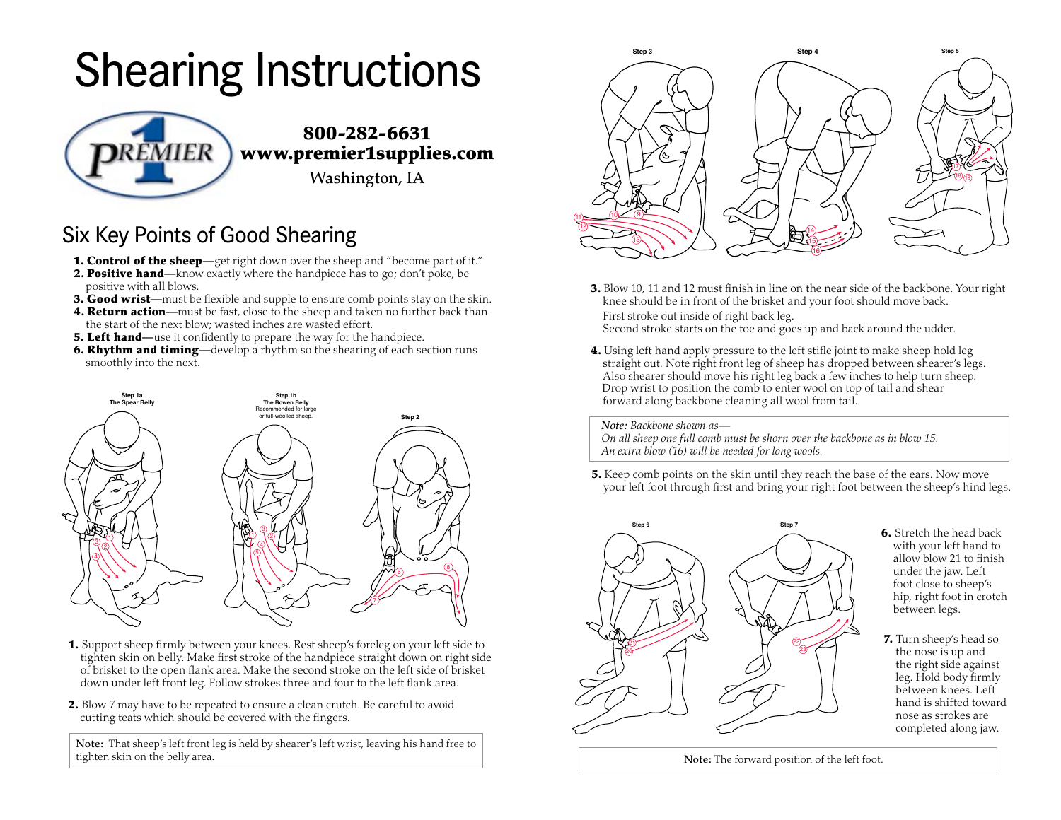# Shearing Instructions

**800-282-6631**
**www.premier1supplies.com**
Washington, IA

## Six Key Points of Good Shearing

1. **Control of the sheep—**get right down over the sheep and "become part of it."
2. **Positive hand—**know exactly where the handpiece has to go; don't poke, be positive with all blows.
3. **Good wrist—**must be flexible and supple to ensure comb points stay on the skin.
4. **Return action—**must be fast, close to the sheep and taken no further back than the start of the next blow; wasted inches are wasted effort.
5. **Left hand—**use it confidently to prepare the way for the handpiece.
6. **Rhythm and timing—**develop a rhythm so the shearing of each section runs smoothly into the next.

**Step 1a** The Spear Belly

**Step 1b** The Bowen Belly
Recommended for large or full-woolled sheep.

**Step 2**

1. Support sheep firmly between your knees. Rest sheep's foreleg on your left side to tighten skin on belly. Make first stroke of the handpiece straight down on right side of brisket to the open flank area. Make the second stroke on the left side of brisket down under left front leg. Follow strokes three and four to the left flank area.

2. Blow 7 may have to be repeated to ensure a clean crutch. Be careful to avoid cutting teats which should be covered with the fingers.

**Note:** That sheep's left front leg is held by shearer's left wrist, leaving his hand free to tighten skin on the belly area.

**Step 3** **Step 4** **Step 5**

3. Blow 10, 11 and 12 must finish in line on the near side of the backbone. Your right knee should be in front of the brisket and your foot should move back.
   First stroke out inside of right back leg.
   Second stroke starts on the toe and goes up and back around the udder.

4. Using left hand apply pressure to the left stifle joint to make sheep hold leg straight out. Note right front leg of sheep has dropped between shearer's legs. Also shearer should move his right leg back a few inches to help turn sheep. Drop wrist to position the comb to enter wool on top of tail and shear forward along backbone cleaning all wool from tail.

*Note: Backbone shown as—*
*On all sheep one full comb must be shorn over the backbone as in blow 15. An extra blow (16) will be needed for long wools.*

5. Keep comb points on the skin until they reach the base of the ears. Now move your left foot through first and bring your right foot between the sheep's hind legs.

**Step 6** **Step 7**

6. Stretch the head back with your left hand to allow blow 21 to finish under the jaw. Left foot close to sheep's hip, right foot in crotch between legs.

7. Turn sheep's head so the nose is up and the right side against leg. Hold body firmly between knees. Left hand is shifted toward nose as strokes are completed along jaw.

**Note:** The forward position of the left foot.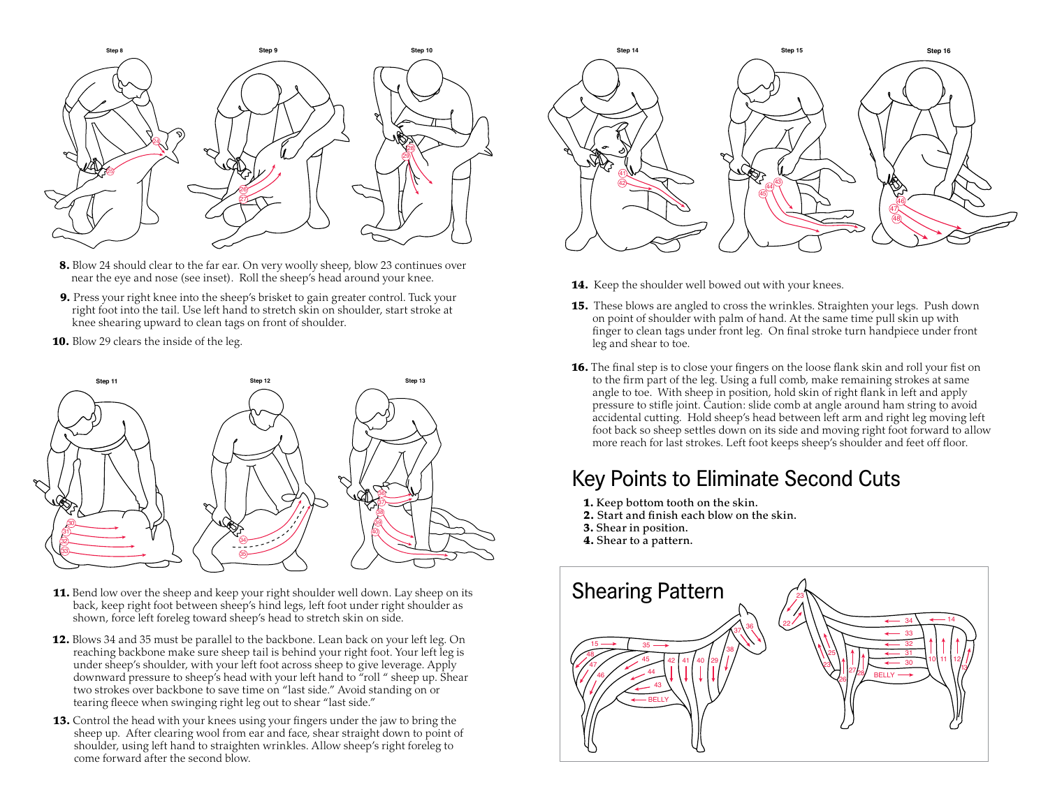Step 8

Step 9

Step 10

**8.** Blow 24 should clear to the far ear. On very woolly sheep, blow 23 continues over near the eye and nose (see inset). Roll the sheep's head around your knee.

**9.** Press your right knee into the sheep's brisket to gain greater control. Tuck your right foot into the tail. Use left hand to stretch skin on shoulder, start stroke at knee shearing upward to clean tags on front of shoulder.

**10.** Blow 29 clears the inside of the leg.

Step 11

Step 12

Step 13

**11.** Bend low over the sheep and keep your right shoulder well down. Lay sheep on its back, keep right foot between sheep's hind legs, left foot under right shoulder as shown, force left foreleg toward sheep's head to stretch skin on side.

**12.** Blows 34 and 35 must be parallel to the backbone. Lean back on your left leg. On reaching backbone make sure sheep tail is behind your right foot. Your left leg is under sheep's shoulder, with your left foot across sheep to give leverage. Apply downward pressure to sheep's head with your left hand to "roll " sheep up. Shear two strokes over backbone to save time on "last side." Avoid standing on or tearing fleece when swinging right leg out to shear "last side."

**13.** Control the head with your knees using your fingers under the jaw to bring the sheep up. After clearing wool from ear and face, shear straight down to point of shoulder, using left hand to straighten wrinkles. Allow sheep's right foreleg to come forward after the second blow.

Step 14

Step 15

Step 16

**14.** Keep the shoulder well bowed out with your knees.

**15.** These blows are angled to cross the wrinkles. Straighten your legs. Push down on point of shoulder with palm of hand. At the same time pull skin up with finger to clean tags under front leg. On final stroke turn handpiece under front leg and shear to toe.

**16.** The final step is to close your fingers on the loose flank skin and roll your fist on to the firm part of the leg. Using a full comb, make remaining strokes at same angle to toe. With sheep in position, hold skin of right flank in left and apply pressure to stifle joint. Caution: slide comb at angle around ham string to avoid accidental cutting. Hold sheep's head between left arm and right leg moving left foot back so sheep settles down on its side and moving right foot forward to allow more reach for last strokes. Left foot keeps sheep's shoulder and feet off floor.

## Key Points to Eliminate Second Cuts

1. **Keep bottom tooth on the skin.**
2. **Start and finish each blow on the skin.**
3. **Shear in position.**
4. **Shear to a pattern.**

## Shearing Pattern

15 35 48 47 46 45 44 43 BELLY 42 41 40 29 38 37 36

23 22 34 14 33 32 31 30 25 24 26 27 28 BELLY 10 11 12 13